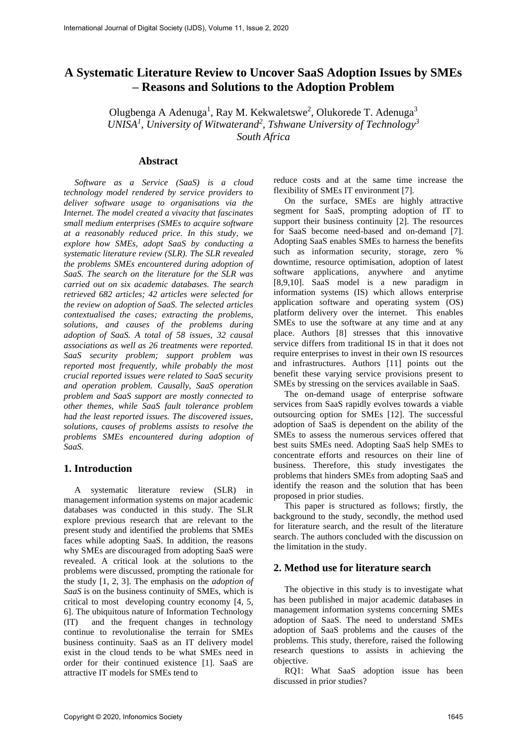# A Systematic Literature Review to Uncover SaaS Adoption Issues by SMEs – Reasons and Solutions to the Adoption Problem

Olugbenga A Adenuga[1], Ray M. Kekwaletswe[2], Olukorede T. Adenuga[3]
*UNISA[1], University of Witwaterand[2], Tshwane University of Technology[3]*
*South Africa*

## Abstract

*Software as a Service (SaaS) is a cloud technology model rendered by service providers to deliver software usage to organisations via the Internet. The model created a vivacity that fascinates small medium enterprises (SMEs to acquire software at a reasonably reduced price. In this study, we explore how SMEs, adopt SaaS by conducting a systematic literature review (SLR). The SLR revealed the problems SMEs encountered during adoption of SaaS. The search on the literature for the SLR was carried out on six academic databases. The search retrieved 682 articles; 42 articles were selected for the review on adoption of SaaS. The selected articles contextualised the cases; extracting the problems, solutions, and causes of the problems during adoption of SaaS. A total of 58 issues, 32 causal associations as well as 26 treatments were reported. SaaS security problem; support problem was reported most frequently, while probably the most crucial reported issues were related to SaaS security and operation problem. Causally, SaaS operation problem and SaaS support are mostly connected to other themes, while SaaS fault tolerance problem had the least reported issues. The discovered issues, solutions, causes of problems assists to resolve the problems SMEs encountered during adoption of SaaS.*

## 1. Introduction

A systematic literature review (SLR) in management information systems on major academic databases was conducted in this study. The SLR explore previous research that are relevant to the present study and identified the problems that SMEs faces while adopting SaaS. In addition, the reasons why SMEs are discouraged from adopting SaaS were revealed. A critical look at the solutions to the problems were discussed, prompting the rationale for the study [1, 2, 3]. The emphasis on the *adoption of SaaS* is on the business continuity of SMEs, which is critical to most developing country economy [4, 5, 6]. The ubiquitous nature of Information Technology (IT) and the frequent changes in technology continue to revolutionalise the terrain for SMEs business continuity. SaaS as an IT delivery model exist in the cloud tends to be what SMEs need in order for their continued existence [1]. SaaS are attractive IT models for SMEs tend to reduce costs and at the same time increase the flexibility of SMEs IT environment [7].

On the surface, SMEs are highly attractive segment for SaaS, prompting adoption of IT to support their business continuity [2]. The resources for SaaS become need-based and on-demand [7]. Adopting SaaS enables SMEs to harness the benefits such as information security, storage, zero % downtime, resource optimisation, adoption of latest software applications, anywhere and anytime [8,9,10]. SaaS model is a new paradigm in information systems (IS) which allows enterprise application software and operating system (OS) platform delivery over the internet. This enables SMEs to use the software at any time and at any place. Authors [8] stresses that this innovative service differs from traditional IS in that it does not require enterprises to invest in their own IS resources and infrastructures. Authors [11] points out the benefit these varying service provisions present to SMEs by stressing on the services available in SaaS.

The on-demand usage of enterprise software services from SaaS rapidly evolves towards a viable outsourcing option for SMEs [12]. The successful adoption of SaaS is dependent on the ability of the SMEs to assess the numerous services offered that best suits SMEs need. Adopting SaaS help SMEs to concentrate efforts and resources on their line of business. Therefore, this study investigates the problems that hinders SMEs from adopting SaaS and identify the reason and the solution that has been proposed in prior studies.

This paper is structured as follows; firstly, the background to the study, secondly, the method used for literature search, and the result of the literature search. The authors concluded with the discussion on the limitation in the study.

## 2. Method use for literature search

The objective in this study is to investigate what has been published in major academic databases in management information systems concerning SMEs adoption of SaaS. The need to understand SMEs adoption of SaaS problems and the causes of the problems. This study, therefore, raised the following research questions to assists in achieving the objective.

RQ1: What SaaS adoption issue has been discussed in prior studies?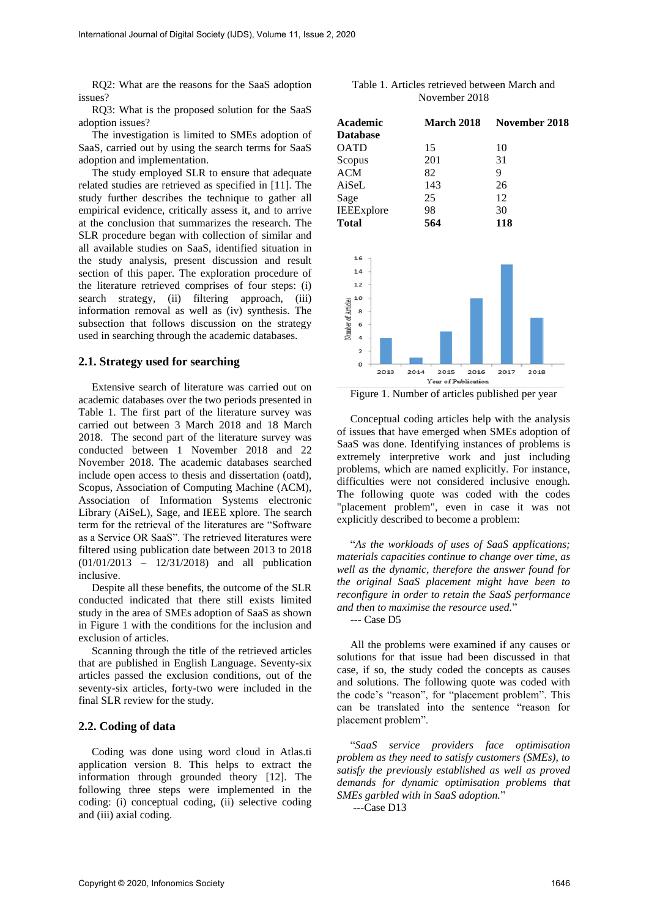RQ2: What are the reasons for the SaaS adoption issues?

RQ3: What is the proposed solution for the SaaS adoption issues?

The investigation is limited to SMEs adoption of SaaS, carried out by using the search terms for SaaS adoption and implementation.

The study employed SLR to ensure that adequate related studies are retrieved as specified in [11]. The study further describes the technique to gather all empirical evidence, critically assess it, and to arrive at the conclusion that summarizes the research. The SLR procedure began with collection of similar and all available studies on SaaS, identified situation in the study analysis, present discussion and result section of this paper. The exploration procedure of the literature retrieved comprises of four steps: (i) search strategy, (ii) filtering approach, (iii) information removal as well as (iv) synthesis. The subsection that follows discussion on the strategy used in searching through the academic databases.

## 2.1. Strategy used for searching

Extensive search of literature was carried out on academic databases over the two periods presented in Table 1. The first part of the literature survey was carried out between 3 March 2018 and 18 March 2018. The second part of the literature survey was conducted between 1 November 2018 and 22 November 2018. The academic databases searched include open access to thesis and dissertation (oatd), Scopus, Association of Computing Machine (ACM), Association of Information Systems electronic Library (AiSeL), Sage, and IEEE xplore. The search term for the retrieval of the literatures are "Software as a Service OR SaaS". The retrieved literatures were filtered using publication date between 2013 to 2018 (01/01/2013 – 12/31/2018) and all publication inclusive.

Despite all these benefits, the outcome of the SLR conducted indicated that there still exists limited study in the area of SMEs adoption of SaaS as shown in Figure 1 with the conditions for the inclusion and exclusion of articles.

Scanning through the title of the retrieved articles that are published in English Language. Seventy-six articles passed the exclusion conditions, out of the seventy-six articles, forty-two were included in the final SLR review for the study.

## 2.2. Coding of data

Coding was done using word cloud in Atlas.ti application version 8. This helps to extract the information through grounded theory [12]. The following three steps were implemented in the coding: (i) conceptual coding, (ii) selective coding and (iii) axial coding.

Table 1. Articles retrieved between March and November 2018

| Academic Database | March 2018 | November 2018 |
|---|---|---|
| OATD | 15 | 10 |
| Scopus | 201 | 31 |
| ACM | 82 | 9 |
| AiSeL | 143 | 26 |
| Sage | 25 | 12 |
| IEEExplore | 98 | 30 |
| **Total** | **564** | **118** |

Figure 1. Number of articles published per year

Conceptual coding articles help with the analysis of issues that have emerged when SMEs adoption of SaaS was done. Identifying instances of problems is extremely interpretive work and just including problems, which are named explicitly. For instance, difficulties were not considered inclusive enough. The following quote was coded with the codes "placement problem", even in case it was not explicitly described to become a problem:

"*As the workloads of uses of SaaS applications; materials capacities continue to change over time, as well as the dynamic, therefore the answer found for the original SaaS placement might have been to reconfigure in order to retain the SaaS performance and then to maximise the resource used.*"

--- Case D5

All the problems were examined if any causes or solutions for that issue had been discussed in that case, if so, the study coded the concepts as causes and solutions. The following quote was coded with the code's "reason", for "placement problem". This can be translated into the sentence "reason for placement problem".

"*SaaS service providers face optimisation problem as they need to satisfy customers (SMEs), to satisfy the previously established as well as proved demands for dynamic optimisation problems that SMEs garbled with in SaaS adoption.*"

---Case D13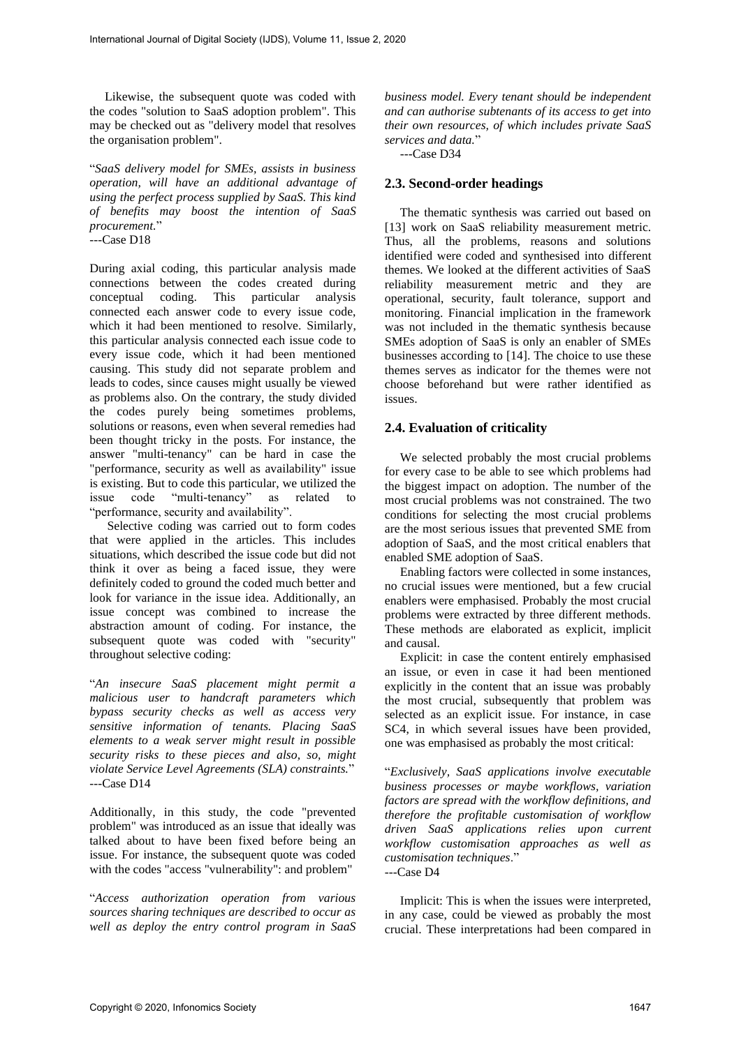Likewise, the subsequent quote was coded with the codes "solution to SaaS adoption problem". This may be checked out as "delivery model that resolves the organisation problem".

"*SaaS delivery model for SMEs, assists in business operation, will have an additional advantage of using the perfect process supplied by SaaS. This kind of benefits may boost the intention of SaaS procurement.*"
---Case D18

During axial coding, this particular analysis made connections between the codes created during conceptual coding. This particular analysis connected each answer code to every issue code, which it had been mentioned to resolve. Similarly, this particular analysis connected each issue code to every issue code, which it had been mentioned causing. This study did not separate problem and leads to codes, since causes might usually be viewed as problems also. On the contrary, the study divided the codes purely being sometimes problems, solutions or reasons, even when several remedies had been thought tricky in the posts. For instance, the answer "multi-tenancy" can be hard in case the "performance, security as well as availability" issue is existing. But to code this particular, we utilized the issue code "multi-tenancy" as related to "performance, security and availability".

Selective coding was carried out to form codes that were applied in the articles. This includes situations, which described the issue code but did not think it over as being a faced issue, they were definitely coded to ground the coded much better and look for variance in the issue idea. Additionally, an issue concept was combined to increase the abstraction amount of coding. For instance, the subsequent quote was coded with "security" throughout selective coding:

"*An insecure SaaS placement might permit a malicious user to handcraft parameters which bypass security checks as well as access very sensitive information of tenants. Placing SaaS elements to a weak server might result in possible security risks to these pieces and also, so, might violate Service Level Agreements (SLA) constraints.*"
---Case D14

Additionally, in this study, the code "prevented problem" was introduced as an issue that ideally was talked about to have been fixed before being an issue. For instance, the subsequent quote was coded with the codes "access "vulnerability": and problem"

"*Access authorization operation from various sources sharing techniques are described to occur as well as deploy the entry control program in SaaS business model. Every tenant should be independent and can authorise subtenants of its access to get into their own resources, of which includes private SaaS services and data.*"
---Case D34

## 2.3. Second-order headings

The thematic synthesis was carried out based on [13] work on SaaS reliability measurement metric. Thus, all the problems, reasons and solutions identified were coded and synthesised into different themes. We looked at the different activities of SaaS reliability measurement metric and they are operational, security, fault tolerance, support and monitoring. Financial implication in the framework was not included in the thematic synthesis because SMEs adoption of SaaS is only an enabler of SMEs businesses according to [14]. The choice to use these themes serves as indicator for the themes were not choose beforehand but were rather identified as issues.

## 2.4. Evaluation of criticality

We selected probably the most crucial problems for every case to be able to see which problems had the biggest impact on adoption. The number of the most crucial problems was not constrained. The two conditions for selecting the most crucial problems are the most serious issues that prevented SME from adoption of SaaS, and the most critical enablers that enabled SME adoption of SaaS.

Enabling factors were collected in some instances, no crucial issues were mentioned, but a few crucial enablers were emphasised. Probably the most crucial problems were extracted by three different methods. These methods are elaborated as explicit, implicit and causal.

Explicit: in case the content entirely emphasised an issue, or even in case it had been mentioned explicitly in the content that an issue was probably the most crucial, subsequently that problem was selected as an explicit issue. For instance, in case SC4, in which several issues have been provided, one was emphasised as probably the most critical:

"*Exclusively, SaaS applications involve executable business processes or maybe workflows, variation factors are spread with the workflow definitions, and therefore the profitable customisation of workflow driven SaaS applications relies upon current workflow customisation approaches as well as customisation techniques*."
---Case D4

Implicit: This is when the issues were interpreted, in any case, could be viewed as probably the most crucial. These interpretations had been compared in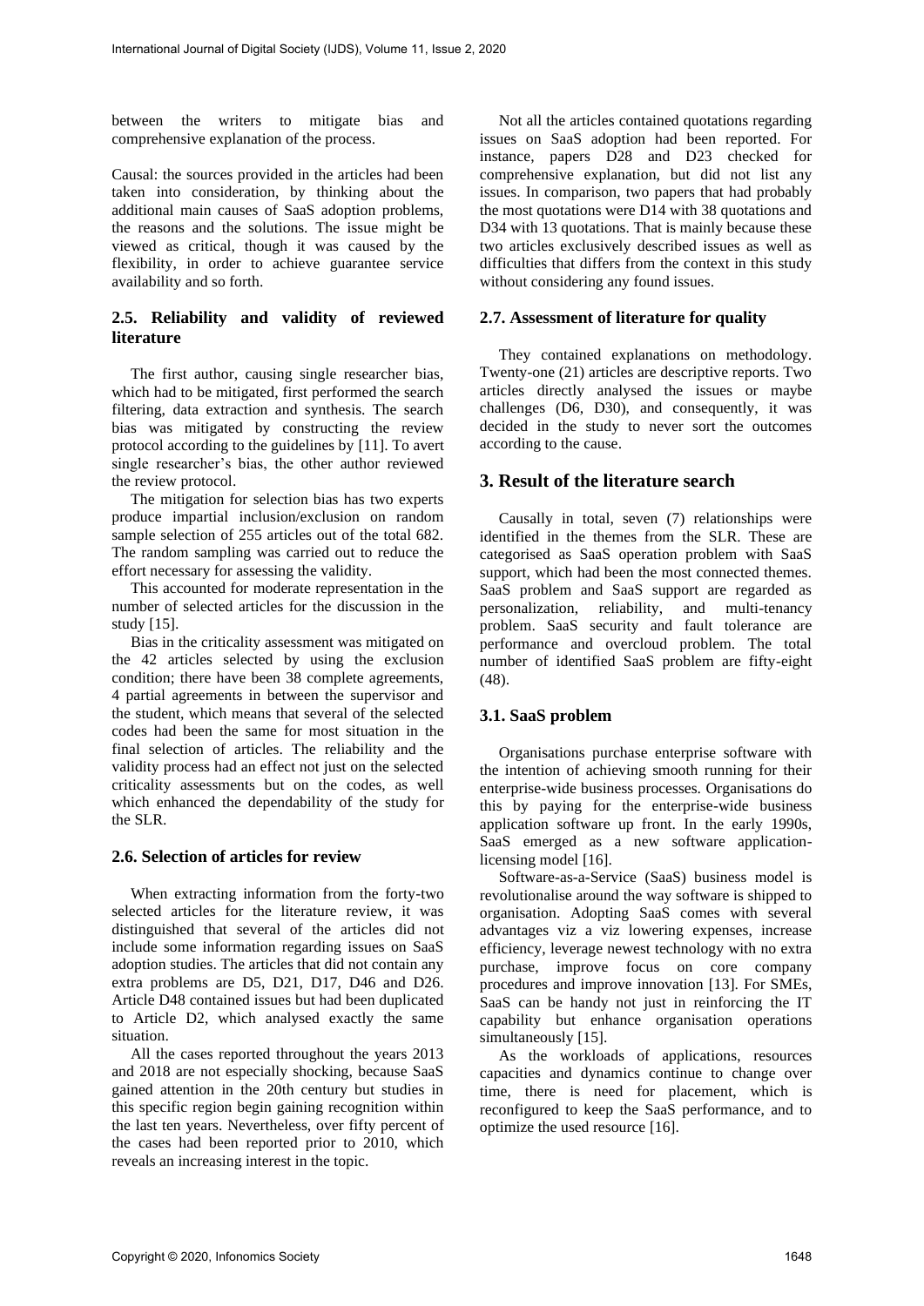between the writers to mitigate bias and comprehensive explanation of the process.

Causal: the sources provided in the articles had been taken into consideration, by thinking about the additional main causes of SaaS adoption problems, the reasons and the solutions. The issue might be viewed as critical, though it was caused by the flexibility, in order to achieve guarantee service availability and so forth.

## 2.5. Reliability and validity of reviewed literature

The first author, causing single researcher bias, which had to be mitigated, first performed the search filtering, data extraction and synthesis. The search bias was mitigated by constructing the review protocol according to the guidelines by [11]. To avert single researcher's bias, the other author reviewed the review protocol.

The mitigation for selection bias has two experts produce impartial inclusion/exclusion on random sample selection of 255 articles out of the total 682. The random sampling was carried out to reduce the effort necessary for assessing the validity.

This accounted for moderate representation in the number of selected articles for the discussion in the study [15].

Bias in the criticality assessment was mitigated on the 42 articles selected by using the exclusion condition; there have been 38 complete agreements, 4 partial agreements in between the supervisor and the student, which means that several of the selected codes had been the same for most situation in the final selection of articles. The reliability and the validity process had an effect not just on the selected criticality assessments but on the codes, as well which enhanced the dependability of the study for the SLR.

## 2.6. Selection of articles for review

When extracting information from the forty-two selected articles for the literature review, it was distinguished that several of the articles did not include some information regarding issues on SaaS adoption studies. The articles that did not contain any extra problems are D5, D21, D17, D46 and D26. Article D48 contained issues but had been duplicated to Article D2, which analysed exactly the same situation.

All the cases reported throughout the years 2013 and 2018 are not especially shocking, because SaaS gained attention in the 20th century but studies in this specific region begin gaining recognition within the last ten years. Nevertheless, over fifty percent of the cases had been reported prior to 2010, which reveals an increasing interest in the topic.

Not all the articles contained quotations regarding issues on SaaS adoption had been reported. For instance, papers D28 and D23 checked for comprehensive explanation, but did not list any issues. In comparison, two papers that had probably the most quotations were D14 with 38 quotations and D34 with 13 quotations. That is mainly because these two articles exclusively described issues as well as difficulties that differs from the context in this study without considering any found issues.

## 2.7. Assessment of literature for quality

They contained explanations on methodology. Twenty-one (21) articles are descriptive reports. Two articles directly analysed the issues or maybe challenges (D6, D30), and consequently, it was decided in the study to never sort the outcomes according to the cause.

# 3. Result of the literature search

Causally in total, seven (7) relationships were identified in the themes from the SLR. These are categorised as SaaS operation problem with SaaS support, which had been the most connected themes. SaaS problem and SaaS support are regarded as personalization, reliability, and multi-tenancy problem. SaaS security and fault tolerance are performance and overcloud problem. The total number of identified SaaS problem are fifty-eight (48).

## 3.1. SaaS problem

Organisations purchase enterprise software with the intention of achieving smooth running for their enterprise-wide business processes. Organisations do this by paying for the enterprise-wide business application software up front. In the early 1990s, SaaS emerged as a new software application-licensing model [16].

Software-as-a-Service (SaaS) business model is revolutionalise around the way software is shipped to organisation. Adopting SaaS comes with several advantages viz a viz lowering expenses, increase efficiency, leverage newest technology with no extra purchase, improve focus on core company procedures and improve innovation [13]. For SMEs, SaaS can be handy not just in reinforcing the IT capability but enhance organisation operations simultaneously [15].

As the workloads of applications, resources capacities and dynamics continue to change over time, there is need for placement, which is reconfigured to keep the SaaS performance, and to optimize the used resource [16].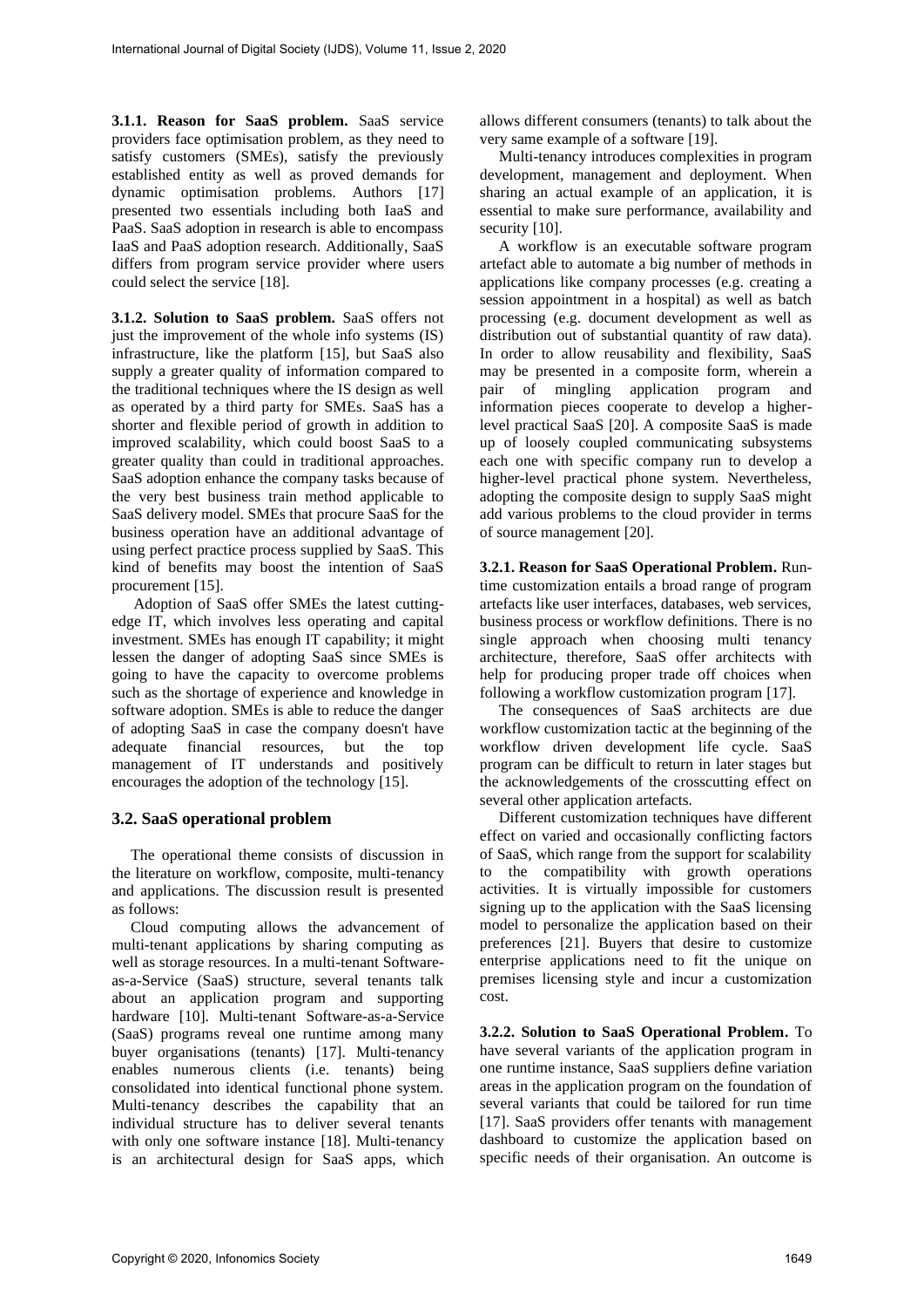**3.1.1. Reason for SaaS problem.** SaaS service providers face optimisation problem, as they need to satisfy customers (SMEs), satisfy the previously established entity as well as proved demands for dynamic optimisation problems. Authors [17] presented two essentials including both IaaS and PaaS. SaaS adoption in research is able to encompass IaaS and PaaS adoption research. Additionally, SaaS differs from program service provider where users could select the service [18].

**3.1.2. Solution to SaaS problem.** SaaS offers not just the improvement of the whole info systems (IS) infrastructure, like the platform [15], but SaaS also supply a greater quality of information compared to the traditional techniques where the IS design as well as operated by a third party for SMEs. SaaS has a shorter and flexible period of growth in addition to improved scalability, which could boost SaaS to a greater quality than could in traditional approaches. SaaS adoption enhance the company tasks because of the very best business train method applicable to SaaS delivery model. SMEs that procure SaaS for the business operation have an additional advantage of using perfect practice process supplied by SaaS. This kind of benefits may boost the intention of SaaS procurement [15].

Adoption of SaaS offer SMEs the latest cutting-edge IT, which involves less operating and capital investment. SMEs has enough IT capability; it might lessen the danger of adopting SaaS since SMEs is going to have the capacity to overcome problems such as the shortage of experience and knowledge in software adoption. SMEs is able to reduce the danger of adopting SaaS in case the company doesn't have adequate financial resources, but the top management of IT understands and positively encourages the adoption of the technology [15].

## 3.2. SaaS operational problem

The operational theme consists of discussion in the literature on workflow, composite, multi-tenancy and applications. The discussion result is presented as follows:

Cloud computing allows the advancement of multi-tenant applications by sharing computing as well as storage resources. In a multi-tenant Software-as-a-Service (SaaS) structure, several tenants talk about an application program and supporting hardware [10]. Multi-tenant Software-as-a-Service (SaaS) programs reveal one runtime among many buyer organisations (tenants) [17]. Multi-tenancy enables numerous clients (i.e. tenants) being consolidated into identical functional phone system. Multi-tenancy describes the capability that an individual structure has to deliver several tenants with only one software instance [18]. Multi-tenancy is an architectural design for SaaS apps, which allows different consumers (tenants) to talk about the very same example of a software [19].

Multi-tenancy introduces complexities in program development, management and deployment. When sharing an actual example of an application, it is essential to make sure performance, availability and security [10].

A workflow is an executable software program artefact able to automate a big number of methods in applications like company processes (e.g. creating a session appointment in a hospital) as well as batch processing (e.g. document development as well as distribution out of substantial quantity of raw data). In order to allow reusability and flexibility, SaaS may be presented in a composite form, wherein a pair of mingling application program and information pieces cooperate to develop a higher-level practical SaaS [20]. A composite SaaS is made up of loosely coupled communicating subsystems each one with specific company run to develop a higher-level practical phone system. Nevertheless, adopting the composite design to supply SaaS might add various problems to the cloud provider in terms of source management [20].

**3.2.1. Reason for SaaS Operational Problem.** Run-time customization entails a broad range of program artefacts like user interfaces, databases, web services, business process or workflow definitions. There is no single approach when choosing multi tenancy architecture, therefore, SaaS offer architects with help for producing proper trade off choices when following a workflow customization program [17].

The consequences of SaaS architects are due workflow customization tactic at the beginning of the workflow driven development life cycle. SaaS program can be difficult to return in later stages but the acknowledgements of the crosscutting effect on several other application artefacts.

Different customization techniques have different effect on varied and occasionally conflicting factors of SaaS, which range from the support for scalability to the compatibility with growth operations activities. It is virtually impossible for customers signing up to the application with the SaaS licensing model to personalize the application based on their preferences [21]. Buyers that desire to customize enterprise applications need to fit the unique on premises licensing style and incur a customization cost.

**3.2.2. Solution to SaaS Operational Problem.** To have several variants of the application program in one runtime instance, SaaS suppliers define variation areas in the application program on the foundation of several variants that could be tailored for run time [17]. SaaS providers offer tenants with management dashboard to customize the application based on specific needs of their organisation. An outcome is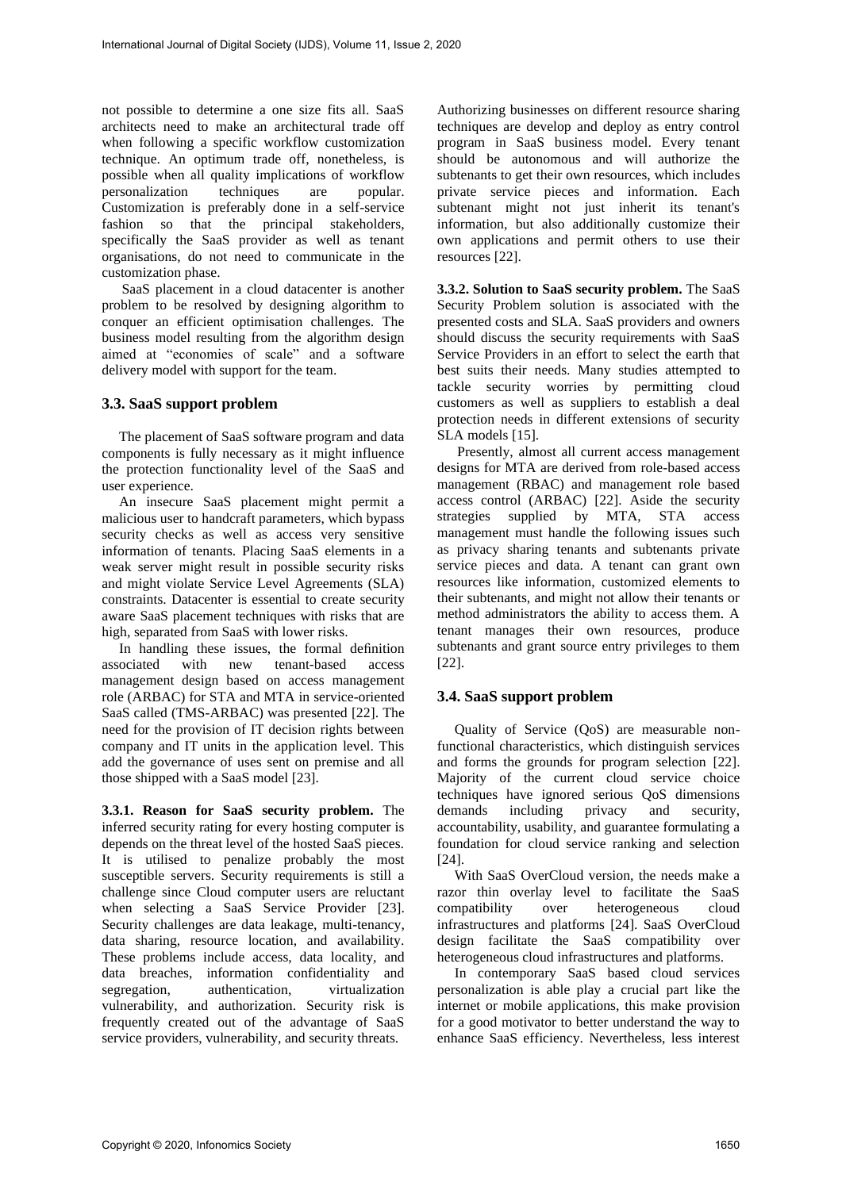not possible to determine a one size fits all. SaaS architects need to make an architectural trade off when following a specific workflow customization technique. An optimum trade off, nonetheless, is possible when all quality implications of workflow personalization techniques are popular. Customization is preferably done in a self-service fashion so that the principal stakeholders, specifically the SaaS provider as well as tenant organisations, do not need to communicate in the customization phase.

SaaS placement in a cloud datacenter is another problem to be resolved by designing algorithm to conquer an efficient optimisation challenges. The business model resulting from the algorithm design aimed at "economies of scale" and a software delivery model with support for the team.

### 3.3. SaaS support problem

The placement of SaaS software program and data components is fully necessary as it might influence the protection functionality level of the SaaS and user experience.

An insecure SaaS placement might permit a malicious user to handcraft parameters, which bypass security checks as well as access very sensitive information of tenants. Placing SaaS elements in a weak server might result in possible security risks and might violate Service Level Agreements (SLA) constraints. Datacenter is essential to create security aware SaaS placement techniques with risks that are high, separated from SaaS with lower risks.

In handling these issues, the formal definition associated with new tenant-based access management design based on access management role (ARBAC) for STA and MTA in service-oriented SaaS called (TMS-ARBAC) was presented [22]. The need for the provision of IT decision rights between company and IT units in the application level. This add the governance of uses sent on premise and all those shipped with a SaaS model [23].

**3.3.1. Reason for SaaS security problem.** The inferred security rating for every hosting computer is depends on the threat level of the hosted SaaS pieces. It is utilised to penalize probably the most susceptible servers. Security requirements is still a challenge since Cloud computer users are reluctant when selecting a SaaS Service Provider [23]. Security challenges are data leakage, multi-tenancy, data sharing, resource location, and availability. These problems include access, data locality, and data breaches, information confidentiality and segregation, authentication, virtualization vulnerability, and authorization. Security risk is frequently created out of the advantage of SaaS service providers, vulnerability, and security threats.

Authorizing businesses on different resource sharing techniques are develop and deploy as entry control program in SaaS business model. Every tenant should be autonomous and will authorize the subtenants to get their own resources, which includes private service pieces and information. Each subtenant might not just inherit its tenant's information, but also additionally customize their own applications and permit others to use their resources [22].

**3.3.2. Solution to SaaS security problem.** The SaaS Security Problem solution is associated with the presented costs and SLA. SaaS providers and owners should discuss the security requirements with SaaS Service Providers in an effort to select the earth that best suits their needs. Many studies attempted to tackle security worries by permitting cloud customers as well as suppliers to establish a deal protection needs in different extensions of security SLA models [15].

Presently, almost all current access management designs for MTA are derived from role-based access management (RBAC) and management role based access control (ARBAC) [22]. Aside the security strategies supplied by MTA, STA access management must handle the following issues such as privacy sharing tenants and subtenants private service pieces and data. A tenant can grant own resources like information, customized elements to their subtenants, and might not allow their tenants or method administrators the ability to access them. A tenant manages their own resources, produce subtenants and grant source entry privileges to them [22].

### 3.4. SaaS support problem

Quality of Service (QoS) are measurable non-functional characteristics, which distinguish services and forms the grounds for program selection [22]. Majority of the current cloud service choice techniques have ignored serious QoS dimensions demands including privacy and security, accountability, usability, and guarantee formulating a foundation for cloud service ranking and selection [24].

With SaaS OverCloud version, the needs make a razor thin overlay level to facilitate the SaaS compatibility over heterogeneous cloud infrastructures and platforms [24]. SaaS OverCloud design facilitate the SaaS compatibility over heterogeneous cloud infrastructures and platforms.

In contemporary SaaS based cloud services personalization is able play a crucial part like the internet or mobile applications, this make provision for a good motivator to better understand the way to enhance SaaS efficiency. Nevertheless, less interest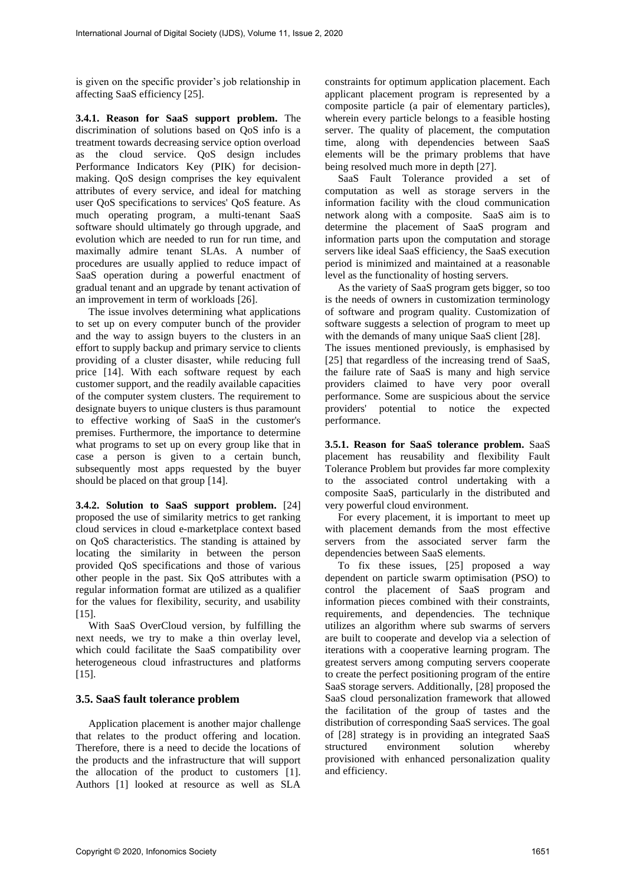is given on the specific provider's job relationship in affecting SaaS efficiency [25].

**3.4.1. Reason for SaaS support problem.** The discrimination of solutions based on QoS info is a treatment towards decreasing service option overload as the cloud service. QoS design includes Performance Indicators Key (PIK) for decision-making. QoS design comprises the key equivalent attributes of every service, and ideal for matching user QoS specifications to services' QoS feature. As much operating program, a multi-tenant SaaS software should ultimately go through upgrade, and evolution which are needed to run for run time, and maximally admire tenant SLAs. A number of procedures are usually applied to reduce impact of SaaS operation during a powerful enactment of gradual tenant and an upgrade by tenant activation of an improvement in term of workloads [26].

The issue involves determining what applications to set up on every computer bunch of the provider and the way to assign buyers to the clusters in an effort to supply backup and primary service to clients providing of a cluster disaster, while reducing full price [14]. With each software request by each customer support, and the readily available capacities of the computer system clusters. The requirement to designate buyers to unique clusters is thus paramount to effective working of SaaS in the customer's premises. Furthermore, the importance to determine what programs to set up on every group like that in case a person is given to a certain bunch, subsequently most apps requested by the buyer should be placed on that group [14].

**3.4.2. Solution to SaaS support problem.** [24] proposed the use of similarity metrics to get ranking cloud services in cloud e-marketplace context based on QoS characteristics. The standing is attained by locating the similarity in between the person provided QoS specifications and those of various other people in the past. Six QoS attributes with a regular information format are utilized as a qualifier for the values for flexibility, security, and usability [15].

With SaaS OverCloud version, by fulfilling the next needs, we try to make a thin overlay level, which could facilitate the SaaS compatibility over heterogeneous cloud infrastructures and platforms [15].

### 3.5. SaaS fault tolerance problem

Application placement is another major challenge that relates to the product offering and location. Therefore, there is a need to decide the locations of the products and the infrastructure that will support the allocation of the product to customers [1]. Authors [1] looked at resource as well as SLA constraints for optimum application placement. Each applicant placement program is represented by a composite particle (a pair of elementary particles), wherein every particle belongs to a feasible hosting server. The quality of placement, the computation time, along with dependencies between SaaS elements will be the primary problems that have being resolved much more in depth [27].

SaaS Fault Tolerance provided a set of computation as well as storage servers in the information facility with the cloud communication network along with a composite. SaaS aim is to determine the placement of SaaS program and information parts upon the computation and storage servers like ideal SaaS efficiency, the SaaS execution period is minimized and maintained at a reasonable level as the functionality of hosting servers.

As the variety of SaaS program gets bigger, so too is the needs of owners in customization terminology of software and program quality. Customization of software suggests a selection of program to meet up with the demands of many unique SaaS client [28].
The issues mentioned previously, is emphasised by [25] that regardless of the increasing trend of SaaS, the failure rate of SaaS is many and high service providers claimed to have very poor overall performance. Some are suspicious about the service providers' potential to notice the expected performance.

**3.5.1. Reason for SaaS tolerance problem.** SaaS placement has reusability and flexibility Fault Tolerance Problem but provides far more complexity to the associated control undertaking with a composite SaaS, particularly in the distributed and very powerful cloud environment.

For every placement, it is important to meet up with placement demands from the most effective servers from the associated server farm the dependencies between SaaS elements.

To fix these issues, [25] proposed a way dependent on particle swarm optimisation (PSO) to control the placement of SaaS program and information pieces combined with their constraints, requirements, and dependencies. The technique utilizes an algorithm where sub swarms of servers are built to cooperate and develop via a selection of iterations with a cooperative learning program. The greatest servers among computing servers cooperate to create the perfect positioning program of the entire SaaS storage servers. Additionally, [28] proposed the SaaS cloud personalization framework that allowed the facilitation of the group of tastes and the distribution of corresponding SaaS services. The goal of [28] strategy is in providing an integrated SaaS structured environment solution whereby provisioned with enhanced personalization quality and efficiency.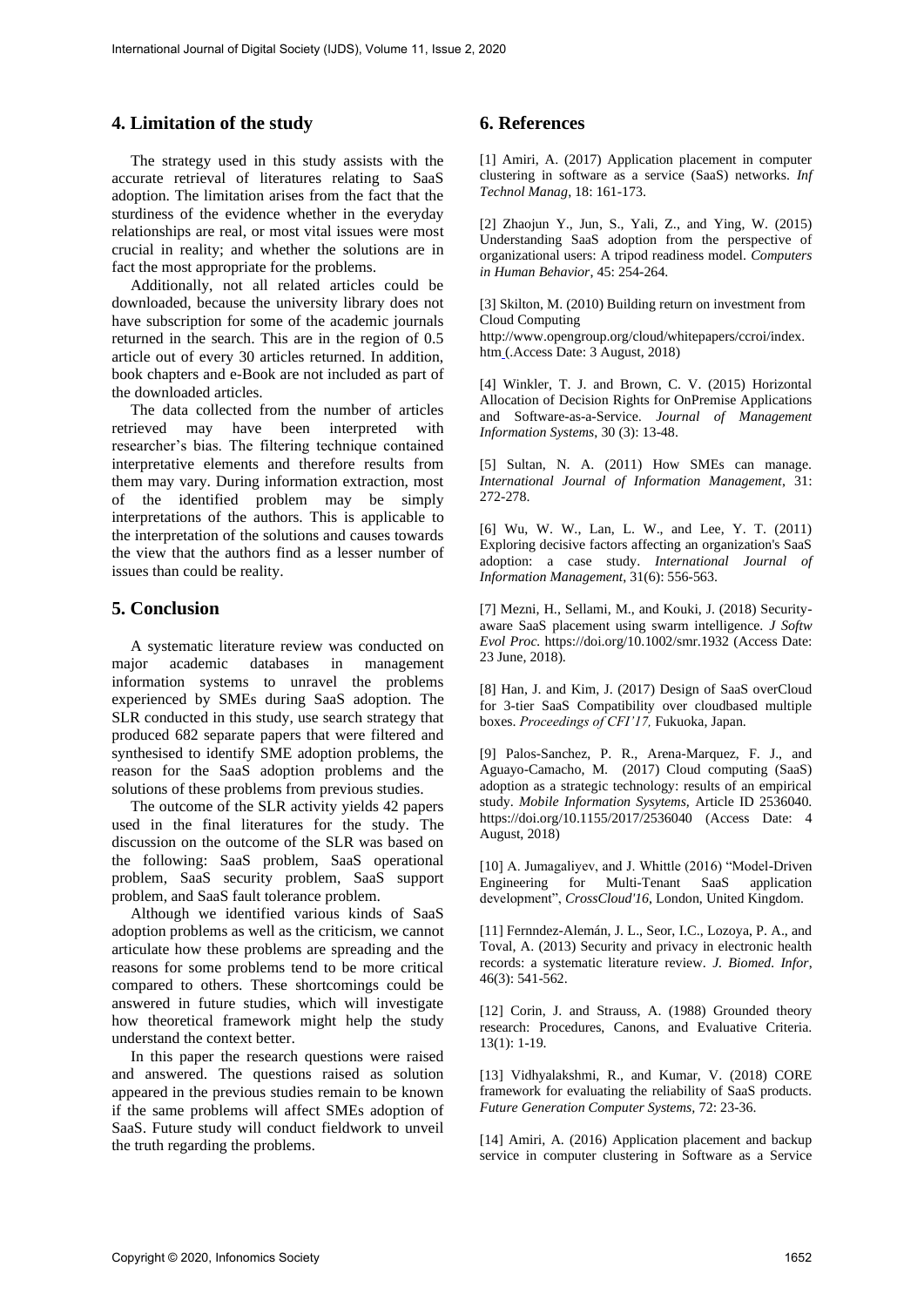## 4. Limitation of the study

The strategy used in this study assists with the accurate retrieval of literatures relating to SaaS adoption. The limitation arises from the fact that the sturdiness of the evidence whether in the everyday relationships are real, or most vital issues were most crucial in reality; and whether the solutions are in fact the most appropriate for the problems.

Additionally, not all related articles could be downloaded, because the university library does not have subscription for some of the academic journals returned in the search. This are in the region of 0.5 article out of every 30 articles returned. In addition, book chapters and e-Book are not included as part of the downloaded articles.

The data collected from the number of articles retrieved may have been interpreted with researcher's bias. The filtering technique contained interpretative elements and therefore results from them may vary. During information extraction, most of the identified problem may be simply interpretations of the authors. This is applicable to the interpretation of the solutions and causes towards the view that the authors find as a lesser number of issues than could be reality.

## 5. Conclusion

A systematic literature review was conducted on major academic databases in management information systems to unravel the problems experienced by SMEs during SaaS adoption. The SLR conducted in this study, use search strategy that produced 682 separate papers that were filtered and synthesised to identify SME adoption problems, the reason for the SaaS adoption problems and the solutions of these problems from previous studies.

The outcome of the SLR activity yields 42 papers used in the final literatures for the study. The discussion on the outcome of the SLR was based on the following: SaaS problem, SaaS operational problem, SaaS security problem, SaaS support problem, and SaaS fault tolerance problem.

Although we identified various kinds of SaaS adoption problems as well as the criticism, we cannot articulate how these problems are spreading and the reasons for some problems tend to be more critical compared to others. These shortcomings could be answered in future studies, which will investigate how theoretical framework might help the study understand the context better.

In this paper the research questions were raised and answered. The questions raised as solution appeared in the previous studies remain to be known if the same problems will affect SMEs adoption of SaaS. Future study will conduct fieldwork to unveil the truth regarding the problems.

## 6. References

[1] Amiri, A. (2017) Application placement in computer clustering in software as a service (SaaS) networks. *Inf Technol Manag*, 18: 161-173.

[2] Zhaojun Y., Jun, S., Yali, Z., and Ying, W. (2015) Understanding SaaS adoption from the perspective of organizational users: A tripod readiness model. *Computers in Human Behavior*, 45: 254-264.

[3] Skilton, M. (2010) Building return on investment from Cloud Computing http://www.opengroup.org/cloud/whitepapers/ccroi/index.htm (.Access Date: 3 August, 2018)

[4] Winkler, T. J. and Brown, C. V. (2015) Horizontal Allocation of Decision Rights for OnPremise Applications and Software-as-a-Service. *Journal of Management Information Systems*, 30 (3): 13-48.

[5] Sultan, N. A. (2011) How SMEs can manage. *International Journal of Information Management*, 31: 272-278.

[6] Wu, W. W., Lan, L. W., and Lee, Y. T. (2011) Exploring decisive factors affecting an organization's SaaS adoption: a case study. *International Journal of Information Management*, 31(6): 556-563.

[7] Mezni, H., Sellami, M., and Kouki, J. (2018) Security-aware SaaS placement using swarm intelligence. *J Softw Evol Proc*. https://doi.org/10.1002/smr.1932 (Access Date: 23 June, 2018).

[8] Han, J. and Kim, J. (2017) Design of SaaS overCloud for 3-tier SaaS Compatibility over cloudbased multiple boxes. *Proceedings of CFI'17,* Fukuoka, Japan.

[9] Palos-Sanchez, P. R., Arena-Marquez, F. J., and Aguayo-Camacho, M. (2017) Cloud computing (SaaS) adoption as a strategic technology: results of an empirical study. *Mobile Information Sysytems*, Article ID 2536040. https://doi.org/10.1155/2017/2536040 (Access Date: 4 August, 2018)

[10] A. Jumagaliyev, and J. Whittle (2016) "Model-Driven Engineering for Multi-Tenant SaaS application development", *CrossCloud'16*, London, United Kingdom.

[11] Fernndez-Alemán, J. L., Seor, I.C., Lozoya, P. A., and Toval, A. (2013) Security and privacy in electronic health records: a systematic literature review. *J. Biomed. Infor*, 46(3): 541-562.

[12] Corin, J. and Strauss, A. (1988) Grounded theory research: Procedures, Canons, and Evaluative Criteria. 13(1): 1-19.

[13] Vidhyalakshmi, R., and Kumar, V. (2018) CORE framework for evaluating the reliability of SaaS products. *Future Generation Computer Systems*, 72: 23-36.

[14] Amiri, A. (2016) Application placement and backup service in computer clustering in Software as a Service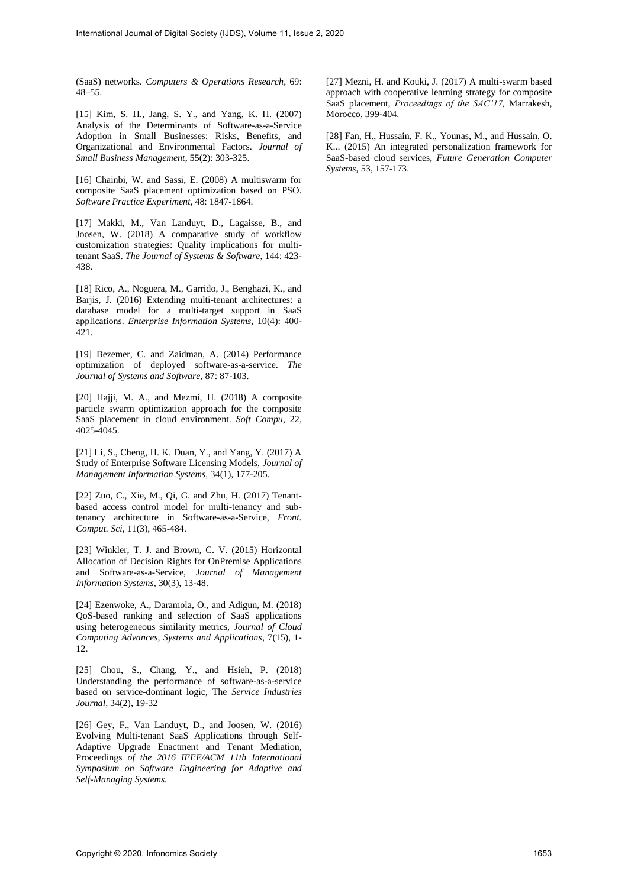(SaaS) networks. *Computers & Operations Research*, 69: 48–55.

[15] Kim, S. H., Jang, S. Y., and Yang, K. H. (2007) Analysis of the Determinants of Software-as-a-Service Adoption in Small Businesses: Risks, Benefits, and Organizational and Environmental Factors. *Journal of Small Business Management*, 55(2): 303-325.

[16] Chainbi, W. and Sassi, E. (2008) A multiswarm for composite SaaS placement optimization based on PSO. *Software Practice Experiment*, 48: 1847-1864.

[17] Makki, M., Van Landuyt, D., Lagaisse, B., and Joosen, W. (2018) A comparative study of workflow customization strategies: Quality implications for multi-tenant SaaS. *The Journal of Systems & Software*, 144: 423-438.

[18] Rico, A., Noguera, M., Garrido, J., Benghazi, K., and Barjis, J. (2016) Extending multi-tenant architectures: a database model for a multi-target support in SaaS applications. *Enterprise Information Systems*, 10(4): 400-421.

[19] Bezemer, C. and Zaidman, A. (2014) Performance optimization of deployed software-as-a-service. *The Journal of Systems and Software*, 87: 87-103.

[20] Hajji, M. A., and Mezmi, H. (2018) A composite particle swarm optimization approach for the composite SaaS placement in cloud environment. *Soft Compu*, 22, 4025-4045.

[21] Li, S., Cheng, H. K. Duan, Y., and Yang, Y. (2017) A Study of Enterprise Software Licensing Models, *Journal of Management Information Systems*, 34(1), 177-205.

[22] Zuo, C., Xie, M., Qi, G. and Zhu, H. (2017) Tenant-based access control model for multi-tenancy and sub-tenancy architecture in Software-as-a-Service, *Front. Comput. Sci*, 11(3), 465-484.

[23] Winkler, T. J. and Brown, C. V. (2015) Horizontal Allocation of Decision Rights for OnPremise Applications and Software-as-a-Service, *Journal of Management Information Systems*, 30(3), 13-48.

[24] Ezenwoke, A., Daramola, O., and Adigun, M. (2018) QoS-based ranking and selection of SaaS applications using heterogeneous similarity metrics, *Journal of Cloud Computing Advances, Systems and Applications*, 7(15), 1-12.

[25] Chou, S., Chang, Y., and Hsieh, P. (2018) Understanding the performance of software-as-a-service based on service-dominant logic, The *Service Industries Journal*, 34(2), 19-32

[26] Gey, F., Van Landuyt, D., and Joosen, W. (2016) Evolving Multi-tenant SaaS Applications through Self-Adaptive Upgrade Enactment and Tenant Mediation, Proceedings *of the 2016 IEEE/ACM 11th International Symposium on Software Engineering for Adaptive and Self-Managing Systems.*

[27] Mezni, H. and Kouki, J. (2017) A multi-swarm based approach with cooperative learning strategy for composite SaaS placement, *Proceedings of the SAC'17,* Marrakesh, Morocco, 399-404.

[28] Fan, H., Hussain, F. K., Younas, M., and Hussain, O. K... (2015) An integrated personalization framework for SaaS-based cloud services, *Future Generation Computer Systems*, 53, 157-173.